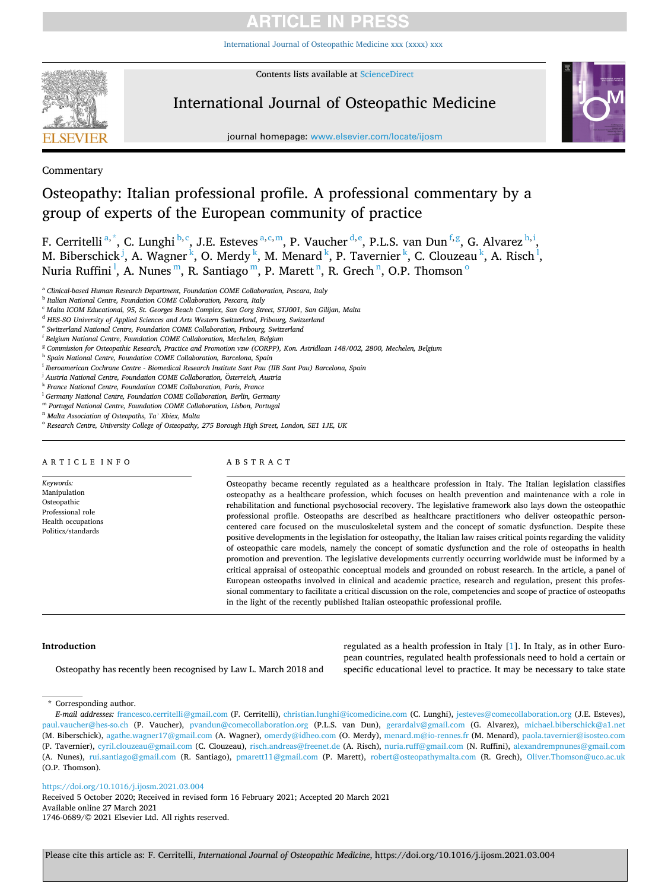Commentary

# Osteopathy: Italian professional profile. A professional commentary by a group of experts of the European community of practice

F. Cerritelli [a,*], C. Lunghi [b,c], J.E. Esteves [a,c,m], P. Vaucher [d,e], P.L.S. van Dun [f,g], G. Alvarez [h,i], M. Biberschick [j], A. Wagner [k], O. Merdy [k], M. Menard [k], P. Tavernier [k], C. Clouzeau [k], A. Risch [l], Nuria Ruffini [l], A. Nunes [m], R. Santiago [m], P. Marett [n], R. Grech [n], O.P. Thomson [o]

[a] *Clinical-based Human Research Department, Foundation COME Collaboration, Pescara, Italy*
[b] *Italian National Centre, Foundation COME Collaboration, Pescara, Italy*
[c] *Malta ICOM Educational, 95, St. Georges Beach Complex, San Gorg Street, STJ001, San Gilijan, Malta*
[d] *HES-SO University of Applied Sciences and Arts Western Switzerland, Fribourg, Switzerland*
[e] *Switzerland National Centre, Foundation COME Collaboration, Fribourg, Switzerland*
[f] *Belgium National Centre, Foundation COME Collaboration, Mechelen, Belgium*
[g] *Commission for Osteopathic Research, Practice and Promotion vzw (CORPP), Kon. Astridlaan 148/002, 2800, Mechelen, Belgium*
[h] *Spain National Centre, Foundation COME Collaboration, Barcelona, Spain*
[i] *Iberoamerican Cochrane Centre - Biomedical Research Institute Sant Pau (IIB Sant Pau) Barcelona, Spain*
[j] *Austria National Centre, Foundation COME Collaboration, Österreich, Austria*
[k] *France National Centre, Foundation COME Collaboration, Paris, France*
[l] *Germany National Centre, Foundation COME Collaboration, Berlin, Germany*
[m] *Portugal National Centre, Foundation COME Collaboration, Lisbon, Portugal*
[n] *Malta Association of Osteopaths, Ta' Xbiex, Malta*
[o] *Research Centre, University College of Osteopathy, 275 Borough High Street, London, SE1 1JE, UK*

## ARTICLE INFO

*Keywords:*
Manipulation
Osteopathic
Professional role
Health occupations
Politics/standards

## ABSTRACT

Osteopathy became recently regulated as a healthcare profession in Italy. The Italian legislation classifies osteopathy as a healthcare profession, which focuses on health prevention and maintenance with a role in rehabilitation and functional psychosocial recovery. The legislative framework also lays down the osteopathic professional profile. Osteopaths are described as healthcare practitioners who deliver osteopathic person-centered care focused on the musculoskeletal system and the concept of somatic dysfunction. Despite these positive developments in the legislation for osteopathy, the Italian law raises critical points regarding the validity of osteopathic care models, namely the concept of somatic dysfunction and the role of osteopaths in health promotion and prevention. The legislative developments currently occurring worldwide must be informed by a critical appraisal of osteopathic conceptual models and grounded on robust research. In the article, a panel of European osteopaths involved in clinical and academic practice, research and regulation, present this professional commentary to facilitate a critical discussion on the role, competencies and scope of practice of osteopaths in the light of the recently published Italian osteopathic professional profile.

## Introduction

Osteopathy has recently been recognised by Law L. March 2018 and regulated as a health profession in Italy [1]. In Italy, as in other European countries, regulated health professionals need to hold a certain or specific educational level to practice. It may be necessary to take state

* Corresponding author.

*E-mail addresses:* francesco.cerritelli@gmail.com (F. Cerritelli), christian.lunghi@icomedicine.com (C. Lunghi), jesteves@comecollaboration.org (J.E. Esteves), paul.vaucher@hes-so.ch (P. Vaucher), pvandun@comecollaboration.org (P.L.S. van Dun), gerardalv@gmail.com (G. Alvarez), michael.biberschick@a1.net (M. Biberschick), agathe.wagner17@gmail.com (A. Wagner), omerdy@idheo.com (O. Merdy), menard.m@io-rennes.fr (M. Menard), paola.tavernier@isosteo.com (P. Tavernier), cyril.clouzeau@gmail.com (C. Clouzeau), risch.andreas@freenet.de (A. Risch), nuria.ruff@gmail.com (N. Ruffini), alexandrempnunes@gmail.com (A. Nunes), rui.santiago@gmail.com (R. Santiago), pmarett11@gmail.com (P. Marett), robert@osteopathymalta.com (R. Grech), Oliver.Thomson@uco.ac.uk (O.P. Thomson).

https://doi.org/10.1016/j.ijosm.2021.03.004
Received 5 October 2020; Received in revised form 16 February 2021; Accepted 20 March 2021
Available online 27 March 2021
1746-0689/© 2021 Elsevier Ltd. All rights reserved.

Please cite this article as: F. Cerritelli, *International Journal of Osteopathic Medicine*, https://doi.org/10.1016/j.ijosm.2021.03.004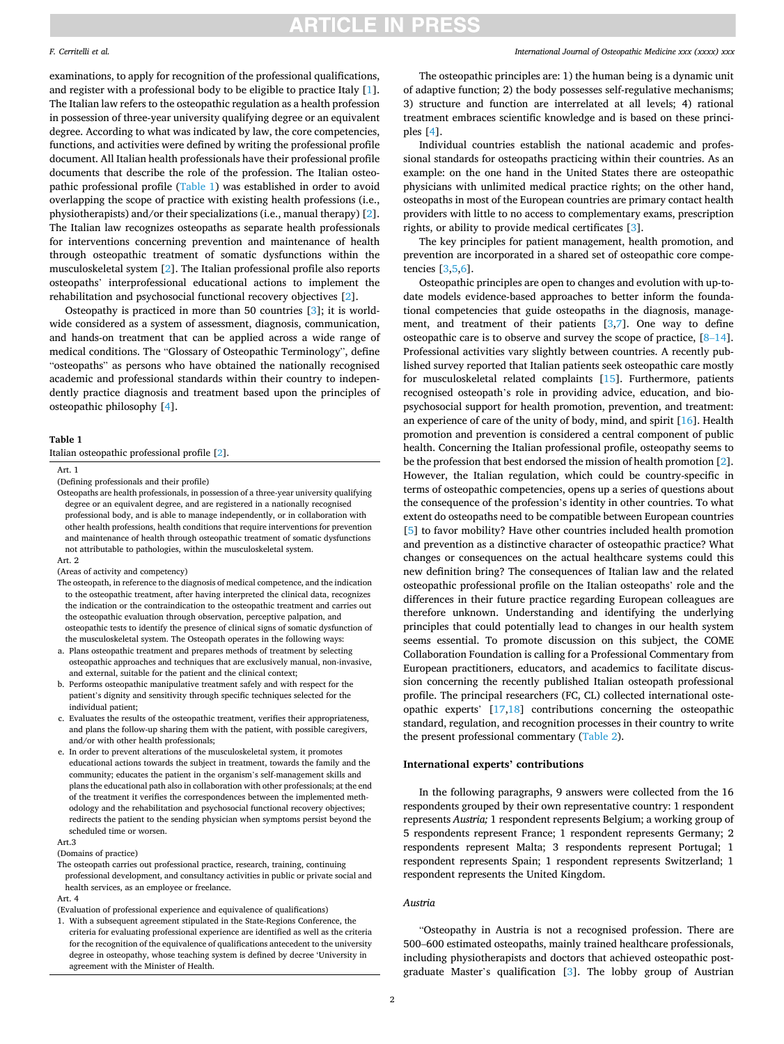examinations, to apply for recognition of the professional qualifications, and register with a professional body to be eligible to practice Italy [1]. The Italian law refers to the osteopathic regulation as a health profession in possession of three-year university qualifying degree or an equivalent degree. According to what was indicated by law, the core competencies, functions, and activities were defined by writing the professional profile document. All Italian health professionals have their professional profile documents that describe the role of the profession. The Italian osteopathic professional profile (Table 1) was established in order to avoid overlapping the scope of practice with existing health professions (i.e., physiotherapists) and/or their specializations (i.e., manual therapy) [2]. The Italian law recognizes osteopaths as separate health professionals for interventions concerning prevention and maintenance of health through osteopathic treatment of somatic dysfunctions within the musculoskeletal system [2]. The Italian professional profile also reports osteopaths' interprofessional educational actions to implement the rehabilitation and psychosocial functional recovery objectives [2].

Osteopathy is practiced in more than 50 countries [3]; it is worldwide considered as a system of assessment, diagnosis, communication, and hands-on treatment that can be applied across a wide range of medical conditions. The "Glossary of Osteopathic Terminology", define "osteopaths" as persons who have obtained the nationally recognised academic and professional standards within their country to independently practice diagnosis and treatment based upon the principles of osteopathic philosophy [4].

**Table 1**
Italian osteopathic professional profile [2].

| |
|---|
| Art. 1 |
| (Defining professionals and their profile) |
| Osteopaths are health professionals, in possession of a three-year university qualifying degree or an equivalent degree, and are registered in a nationally recognised professional body, and is able to manage independently, or in collaboration with other health professions, health conditions that require interventions for prevention and maintenance of health through osteopathic treatment of somatic dysfunctions not attributable to pathologies, within the musculoskeletal system. |
| Art. 2 |
| (Areas of activity and competency) |
| The osteopath, in reference to the diagnosis of medical competence, and the indication to the osteopathic treatment, after having interpreted the clinical data, recognizes the indication or the contraindication to the osteopathic treatment and carries out the osteopathic evaluation through observation, perceptive palpation, and osteopathic tests to identify the presence of clinical signs of somatic dysfunction of the musculoskeletal system. The Osteopath operates in the following ways: |
| a. Plans osteopathic treatment and prepares methods of treatment by selecting osteopathic approaches and techniques that are exclusively manual, non-invasive, and external, suitable for the patient and the clinical context; |
| b. Performs osteopathic manipulative treatment safely and with respect for the patient's dignity and sensitivity through specific techniques selected for the individual patient; |
| c. Evaluates the results of the osteopathic treatment, verifies their appropriateness, and plans the follow-up sharing them with the patient, with possible caregivers, and/or with other health professionals; |
| e. In order to prevent alterations of the musculoskeletal system, it promotes educational actions towards the subject in treatment, towards the family and the community; educates the patient in the organism's self-management skills and plans the educational path also in collaboration with other professionals; at the end of the treatment it verifies the correspondences between the implemented methodology and the rehabilitation and psychosocial functional recovery objectives; redirects the patient to the sending physician when symptoms persist beyond the scheduled time or worsen. |
| Art.3 |
| (Domains of practice) |
| The osteopath carries out professional practice, research, training, continuing professional development, and consultancy activities in public or private social and health services, as an employee or freelance. |
| Art. 4 |
| (Evaluation of professional experience and equivalence of qualifications) |
| 1. With a subsequent agreement stipulated in the State-Regions Conference, the criteria for evaluating professional experience are identified as well as the criteria for the recognition of the equivalence of qualifications antecedent to the university degree in osteopathy, whose teaching system is defined by decree 'University in agreement with the Minister of Health. |

The osteopathic principles are: 1) the human being is a dynamic unit of adaptive function; 2) the body possesses self-regulative mechanisms; 3) structure and function are interrelated at all levels; 4) rational treatment embraces scientific knowledge and is based on these principles [4].

Individual countries establish the national academic and professional standards for osteopaths practicing within their countries. As an example: on the one hand in the United States there are osteopathic physicians with unlimited medical practice rights; on the other hand, osteopaths in most of the European countries are primary contact health providers with little to no access to complementary exams, prescription rights, or ability to provide medical certificates [3].

The key principles for patient management, health promotion, and prevention are incorporated in a shared set of osteopathic core competencies [3,5,6].

Osteopathic principles are open to changes and evolution with up-to-date models evidence-based approaches to better inform the foundational competencies that guide osteopaths in the diagnosis, management, and treatment of their patients [3,7]. One way to define osteopathic care is to observe and survey the scope of practice, [8–14]. Professional activities vary slightly between countries. A recently published survey reported that Italian patients seek osteopathic care mostly for musculoskeletal related complaints [15]. Furthermore, patients recognised osteopath's role in providing advice, education, and biopsychosocial support for health promotion, prevention, and treatment: an experience of care of the unity of body, mind, and spirit [16]. Health promotion and prevention is considered a central component of public health. Concerning the Italian professional profile, osteopathy seems to be the profession that best endorsed the mission of health promotion [2]. However, the Italian regulation, which could be country-specific in terms of osteopathic competencies, opens up a series of questions about the consequence of the profession's identity in other countries. To what extent do osteopaths need to be compatible between European countries [5] to favor mobility? Have other countries included health promotion and prevention as a distinctive character of osteopathic practice? What changes or consequences on the actual healthcare systems could this new definition bring? The consequences of Italian law and the related osteopathic professional profile on the Italian osteopaths' role and the differences in their future practice regarding European colleagues are therefore unknown. Understanding and identifying the underlying principles that could potentially lead to changes in our health system seems essential. To promote discussion on this subject, the COME Collaboration Foundation is calling for a Professional Commentary from European practitioners, educators, and academics to facilitate discussion concerning the recently published Italian osteopath professional profile. The principal researchers (FC, CL) collected international osteopathic experts' [17,18] contributions concerning the osteopathic standard, regulation, and recognition processes in their country to write the present professional commentary (Table 2).

## International experts' contributions

In the following paragraphs, 9 answers were collected from the 16 respondents grouped by their own representative country: 1 respondent represents *Austria;* 1 respondent represents Belgium; a working group of 5 respondents represent France; 1 respondent represents Germany; 2 respondents represent Malta; 3 respondents represent Portugal; 1 respondent represents Spain; 1 respondent represents Switzerland; 1 respondent represents the United Kingdom.

### *Austria*

"Osteopathy in Austria is not a recognised profession. There are 500–600 estimated osteopaths, mainly trained healthcare professionals, including physiotherapists and doctors that achieved osteopathic postgraduate Master's qualification [3]. The lobby group of Austrian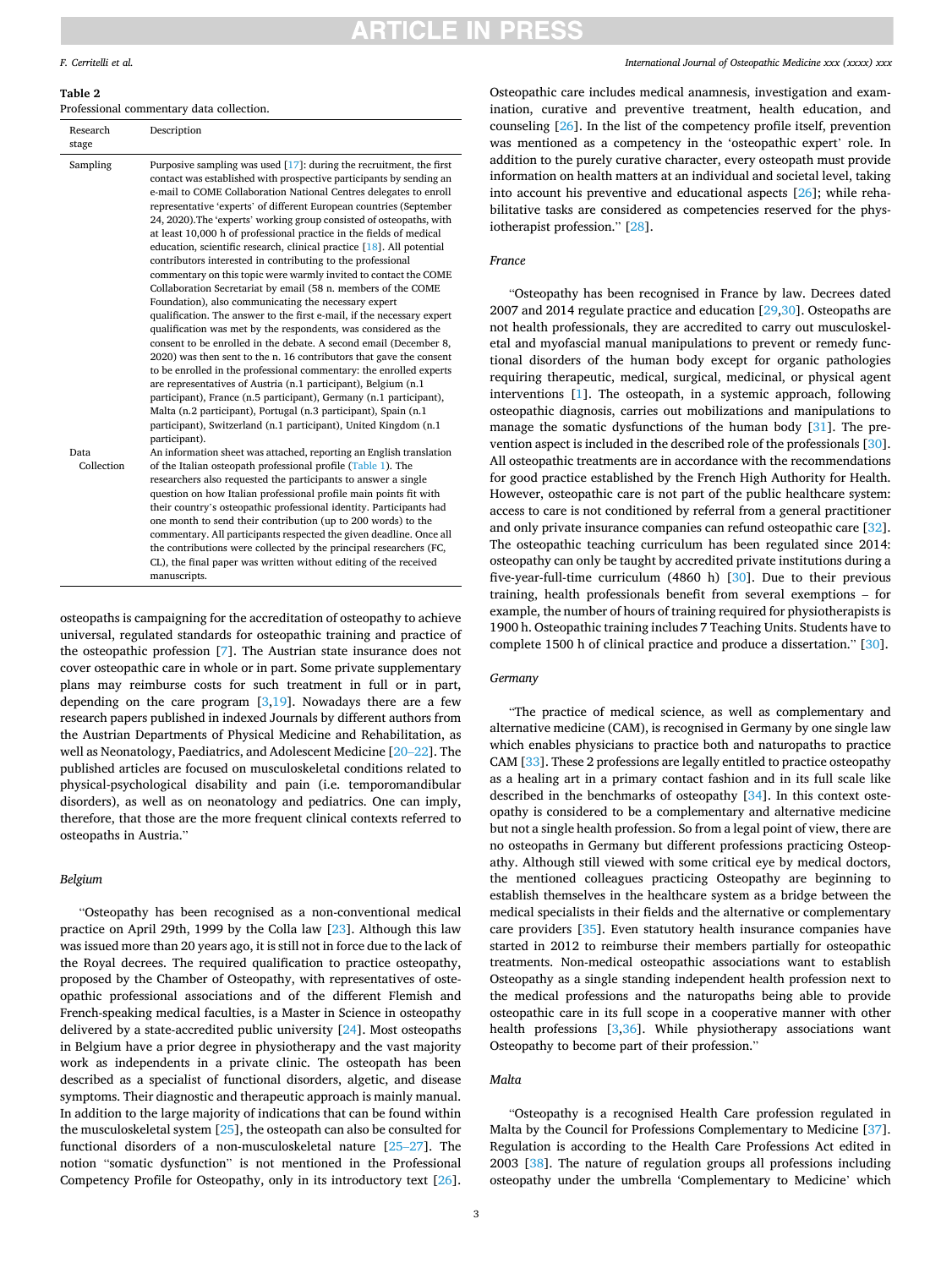**Table 2**
Professional commentary data collection.

| Research stage | Description |
|---|---|
| Sampling | Purposive sampling was used [17]: during the recruitment, the first contact was established with prospective participants by sending an e-mail to COME Collaboration National Centres delegates to enroll representative 'experts' of different European countries (September 24, 2020).The 'experts' working group consisted of osteopaths, with at least 10,000 h of professional practice in the fields of medical education, scientific research, clinical practice [18]. All potential contributors interested in contributing to the professional commentary on this topic were warmly invited to contact the COME Collaboration Secretariat by email (58 n. members of the COME Foundation), also communicating the necessary expert qualification. The answer to the first e-mail, if the necessary expert qualification was met by the respondents, was considered as the consent to be enrolled in the debate. A second email (December 8, 2020) was then sent to the n. 16 contributors that gave the consent to be enrolled in the professional commentary: the enrolled experts are representatives of Austria (n.1 participant), Belgium (n.1 participant), France (n.5 participant), Germany (n.1 participant), Malta (n.2 participant), Portugal (n.3 participant), Spain (n.1 participant), Switzerland (n.1 participant), United Kingdom (n.1 participant). |
| Data Collection | An information sheet was attached, reporting an English translation of the Italian osteopath professional profile (Table 1). The researchers also requested the participants to answer a single question on how Italian professional profile main points fit with their country's osteopathic professional identity. Participants had one month to send their contribution (up to 200 words) to the commentary. All participants respected the given deadline. Once all the contributions were collected by the principal researchers (FC, CL), the final paper was written without editing of the received manuscripts. |

osteopaths is campaigning for the accreditation of osteopathy to achieve universal, regulated standards for osteopathic training and practice of the osteopathic profession [7]. The Austrian state insurance does not cover osteopathic care in whole or in part. Some private supplementary plans may reimburse costs for such treatment in full or in part, depending on the care program [3,19]. Nowadays there are a few research papers published in indexed Journals by different authors from the Austrian Departments of Physical Medicine and Rehabilitation, as well as Neonatology, Paediatrics, and Adolescent Medicine [20–22]. The published articles are focused on musculoskeletal conditions related to physical-psychological disability and pain (i.e. temporomandibular disorders), as well as on neonatology and pediatrics. One can imply, therefore, that those are the more frequent clinical contexts referred to osteopaths in Austria."

*Belgium*

"Osteopathy has been recognised as a non-conventional medical practice on April 29th, 1999 by the Colla law [23]. Although this law was issued more than 20 years ago, it is still not in force due to the lack of the Royal decrees. The required qualification to practice osteopathy, proposed by the Chamber of Osteopathy, with representatives of osteopathic professional associations and of the different Flemish and French-speaking medical faculties, is a Master in Science in osteopathy delivered by a state-accredited public university [24]. Most osteopaths in Belgium have a prior degree in physiotherapy and the vast majority work as independents in a private clinic. The osteopath has been described as a specialist of functional disorders, algetic, and disease symptoms. Their diagnostic and therapeutic approach is mainly manual. In addition to the large majority of indications that can be found within the musculoskeletal system [25], the osteopath can also be consulted for functional disorders of a non-musculoskeletal nature [25–27]. The notion "somatic dysfunction" is not mentioned in the Professional Competency Profile for Osteopathy, only in its introductory text [26]. Osteopathic care includes medical anamnesis, investigation and examination, curative and preventive treatment, health education, and counseling [26]. In the list of the competency profile itself, prevention was mentioned as a competency in the 'osteopathic expert' role. In addition to the purely curative character, every osteopath must provide information on health matters at an individual and societal level, taking into account his preventive and educational aspects [26]; while rehabilitative tasks are considered as competencies reserved for the physiotherapist profession." [28].

*France*

"Osteopathy has been recognised in France by law. Decrees dated 2007 and 2014 regulate practice and education [29,30]. Osteopaths are not health professionals, they are accredited to carry out musculoskeletal and myofascial manual manipulations to prevent or remedy functional disorders of the human body except for organic pathologies requiring therapeutic, medical, surgical, medicinal, or physical agent interventions [1]. The osteopath, in a systemic approach, following osteopathic diagnosis, carries out mobilizations and manipulations to manage the somatic dysfunctions of the human body [31]. The prevention aspect is included in the described role of the professionals [30]. All osteopathic treatments are in accordance with the recommendations for good practice established by the French High Authority for Health. However, osteopathic care is not part of the public healthcare system: access to care is not conditioned by referral from a general practitioner and only private insurance companies can refund osteopathic care [32]. The osteopathic teaching curriculum has been regulated since 2014: osteopathy can only be taught by accredited private institutions during a five-year-full-time curriculum (4860 h) [30]. Due to their previous training, health professionals benefit from several exemptions – for example, the number of hours of training required for physiotherapists is 1900 h. Osteopathic training includes 7 Teaching Units. Students have to complete 1500 h of clinical practice and produce a dissertation." [30].

*Germany*

"The practice of medical science, as well as complementary and alternative medicine (CAM), is recognised in Germany by one single law which enables physicians to practice both and naturopaths to practice CAM [33]. These 2 professions are legally entitled to practice osteopathy as a healing art in a primary contact fashion and in its full scale like described in the benchmarks of osteopathy [34]. In this context osteopathy is considered to be a complementary and alternative medicine but not a single health profession. So from a legal point of view, there are no osteopaths in Germany but different professions practicing Osteopathy. Although still viewed with some critical eye by medical doctors, the mentioned colleagues practicing Osteopathy are beginning to establish themselves in the healthcare system as a bridge between the medical specialists in their fields and the alternative or complementary care providers [35]. Even statutory health insurance companies have started in 2012 to reimburse their members partially for osteopathic treatments. Non-medical osteopathic associations want to establish Osteopathy as a single standing independent health profession next to the medical professions and the naturopaths being able to provide osteopathic care in its full scope in a cooperative manner with other health professions [3,36]. While physiotherapy associations want Osteopathy to become part of their profession."

*Malta*

"Osteopathy is a recognised Health Care profession regulated in Malta by the Council for Professions Complementary to Medicine [37]. Regulation is according to the Health Care Professions Act edited in 2003 [38]. The nature of regulation groups all professions including osteopathy under the umbrella 'Complementary to Medicine' which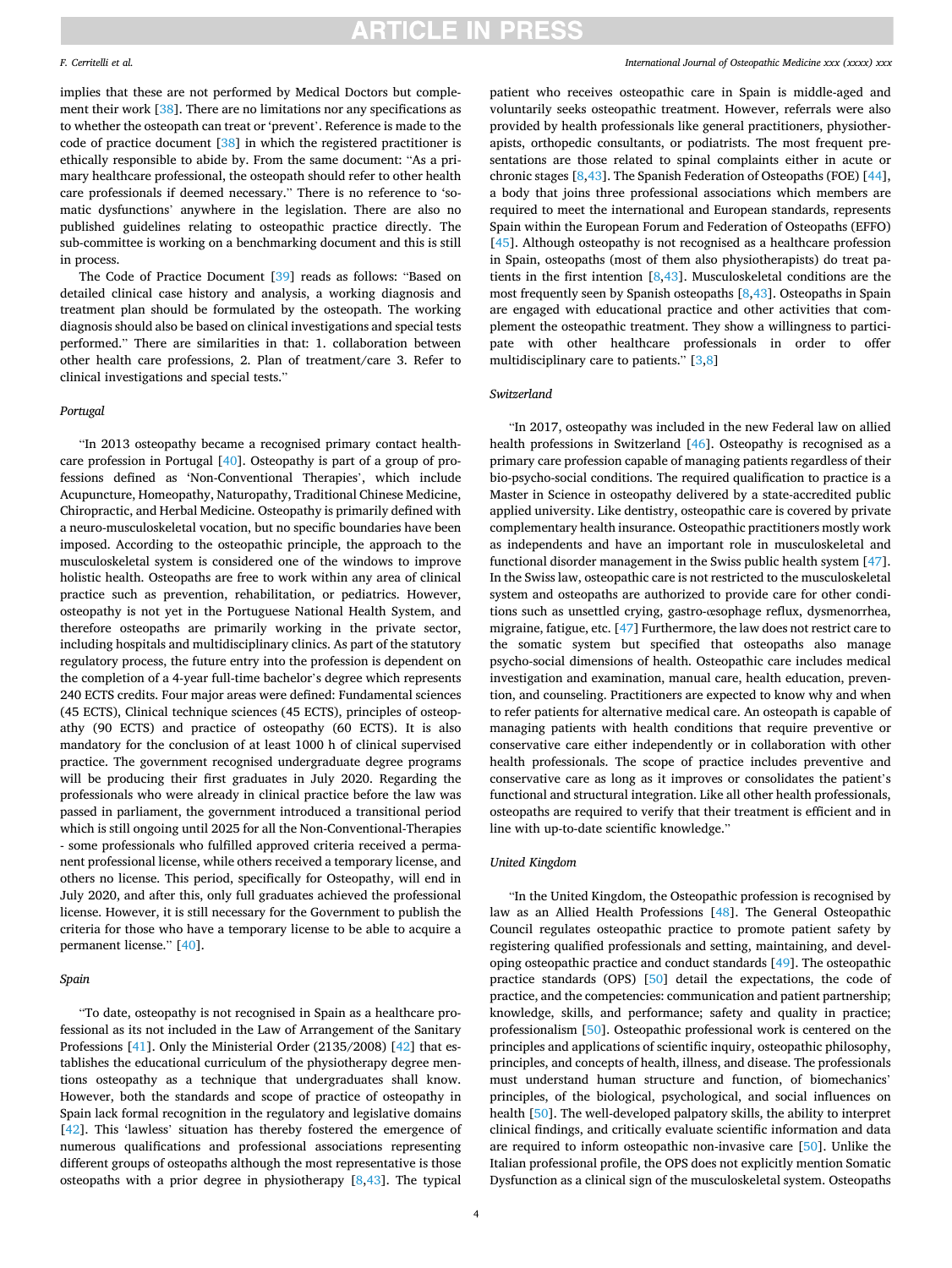implies that these are not performed by Medical Doctors but complement their work [38]. There are no limitations nor any specifications as to whether the osteopath can treat or 'prevent'. Reference is made to the code of practice document [38] in which the registered practitioner is ethically responsible to abide by. From the same document: "As a primary healthcare professional, the osteopath should refer to other health care professionals if deemed necessary." There is no reference to 'somatic dysfunctions' anywhere in the legislation. There are also no published guidelines relating to osteopathic practice directly. The sub-committee is working on a benchmarking document and this is still in process.

The Code of Practice Document [39] reads as follows: "Based on detailed clinical case history and analysis, a working diagnosis and treatment plan should be formulated by the osteopath. The working diagnosis should also be based on clinical investigations and special tests performed." There are similarities in that: 1. collaboration between other health care professions, 2. Plan of treatment/care 3. Refer to clinical investigations and special tests."

*Portugal*

"In 2013 osteopathy became a recognised primary contact healthcare profession in Portugal [40]. Osteopathy is part of a group of professions defined as 'Non-Conventional Therapies', which include Acupuncture, Homeopathy, Naturopathy, Traditional Chinese Medicine, Chiropractic, and Herbal Medicine. Osteopathy is primarily defined with a neuro-musculoskeletal vocation, but no specific boundaries have been imposed. According to the osteopathic principle, the approach to the musculoskeletal system is considered one of the windows to improve holistic health. Osteopaths are free to work within any area of clinical practice such as prevention, rehabilitation, or pediatrics. However, osteopathy is not yet in the Portuguese National Health System, and therefore osteopaths are primarily working in the private sector, including hospitals and multidisciplinary clinics. As part of the statutory regulatory process, the future entry into the profession is dependent on the completion of a 4-year full-time bachelor's degree which represents 240 ECTS credits. Four major areas were defined: Fundamental sciences (45 ECTS), Clinical technique sciences (45 ECTS), principles of osteopathy (90 ECTS) and practice of osteopathy (60 ECTS). It is also mandatory for the conclusion of at least 1000 h of clinical supervised practice. The government recognised undergraduate degree programs will be producing their first graduates in July 2020. Regarding the professionals who were already in clinical practice before the law was passed in parliament, the government introduced a transitional period which is still ongoing until 2025 for all the Non-Conventional-Therapies - some professionals who fulfilled approved criteria received a permanent professional license, while others received a temporary license, and others no license. This period, specifically for Osteopathy, will end in July 2020, and after this, only full graduates achieved the professional license. However, it is still necessary for the Government to publish the criteria for those who have a temporary license to be able to acquire a permanent license." [40].

*Spain*

"To date, osteopathy is not recognised in Spain as a healthcare professional as its not included in the Law of Arrangement of the Sanitary Professions [41]. Only the Ministerial Order (2135/2008) [42] that establishes the educational curriculum of the physiotherapy degree mentions osteopathy as a technique that undergraduates shall know. However, both the standards and scope of practice of osteopathy in Spain lack formal recognition in the regulatory and legislative domains [42]. This 'lawless' situation has thereby fostered the emergence of numerous qualifications and professional associations representing different groups of osteopaths although the most representative is those osteopaths with a prior degree in physiotherapy [8,43]. The typical patient who receives osteopathic care in Spain is middle-aged and voluntarily seeks osteopathic treatment. However, referrals were also provided by health professionals like general practitioners, physiotherapists, orthopedic consultants, or podiatrists. The most frequent presentations are those related to spinal complaints either in acute or chronic stages [8,43]. The Spanish Federation of Osteopaths (FOE) [44], a body that joins three professional associations which members are required to meet the international and European standards, represents Spain within the European Forum and Federation of Osteopaths (EFFO) [45]. Although osteopathy is not recognised as a healthcare profession in Spain, osteopaths (most of them also physiotherapists) do treat patients in the first intention [8,43]. Musculoskeletal conditions are the most frequently seen by Spanish osteopaths [8,43]. Osteopaths in Spain are engaged with educational practice and other activities that complement the osteopathic treatment. They show a willingness to participate with other healthcare professionals in order to offer multidisciplinary care to patients." [3,8]

*Switzerland*

"In 2017, osteopathy was included in the new Federal law on allied health professions in Switzerland [46]. Osteopathy is recognised as a primary care profession capable of managing patients regardless of their bio-psycho-social conditions. The required qualification to practice is a Master in Science in osteopathy delivered by a state-accredited public applied university. Like dentistry, osteopathic care is covered by private complementary health insurance. Osteopathic practitioners mostly work as independents and have an important role in musculoskeletal and functional disorder management in the Swiss public health system [47]. In the Swiss law, osteopathic care is not restricted to the musculoskeletal system and osteopaths are authorized to provide care for other conditions such as unsettled crying, gastro-œsophage reflux, dysmenorrhea, migraine, fatigue, etc. [47] Furthermore, the law does not restrict care to the somatic system but specified that osteopaths also manage psycho-social dimensions of health. Osteopathic care includes medical investigation and examination, manual care, health education, prevention, and counseling. Practitioners are expected to know why and when to refer patients for alternative medical care. An osteopath is capable of managing patients with health conditions that require preventive or conservative care either independently or in collaboration with other health professionals. The scope of practice includes preventive and conservative care as long as it improves or consolidates the patient's functional and structural integration. Like all other health professionals, osteopaths are required to verify that their treatment is efficient and in line with up-to-date scientific knowledge."

*United Kingdom*

"In the United Kingdom, the Osteopathic profession is recognised by law as an Allied Health Professions [48]. The General Osteopathic Council regulates osteopathic practice to promote patient safety by registering qualified professionals and setting, maintaining, and developing osteopathic practice and conduct standards [49]. The osteopathic practice standards (OPS) [50] detail the expectations, the code of practice, and the competencies: communication and patient partnership; knowledge, skills, and performance; safety and quality in practice; professionalism [50]. Osteopathic professional work is centered on the principles and applications of scientific inquiry, osteopathic philosophy, principles, and concepts of health, illness, and disease. The professionals must understand human structure and function, of biomechanics' principles, of the biological, psychological, and social influences on health [50]. The well-developed palpatory skills, the ability to interpret clinical findings, and critically evaluate scientific information and data are required to inform osteopathic non-invasive care [50]. Unlike the Italian professional profile, the OPS does not explicitly mention Somatic Dysfunction as a clinical sign of the musculoskeletal system. Osteopaths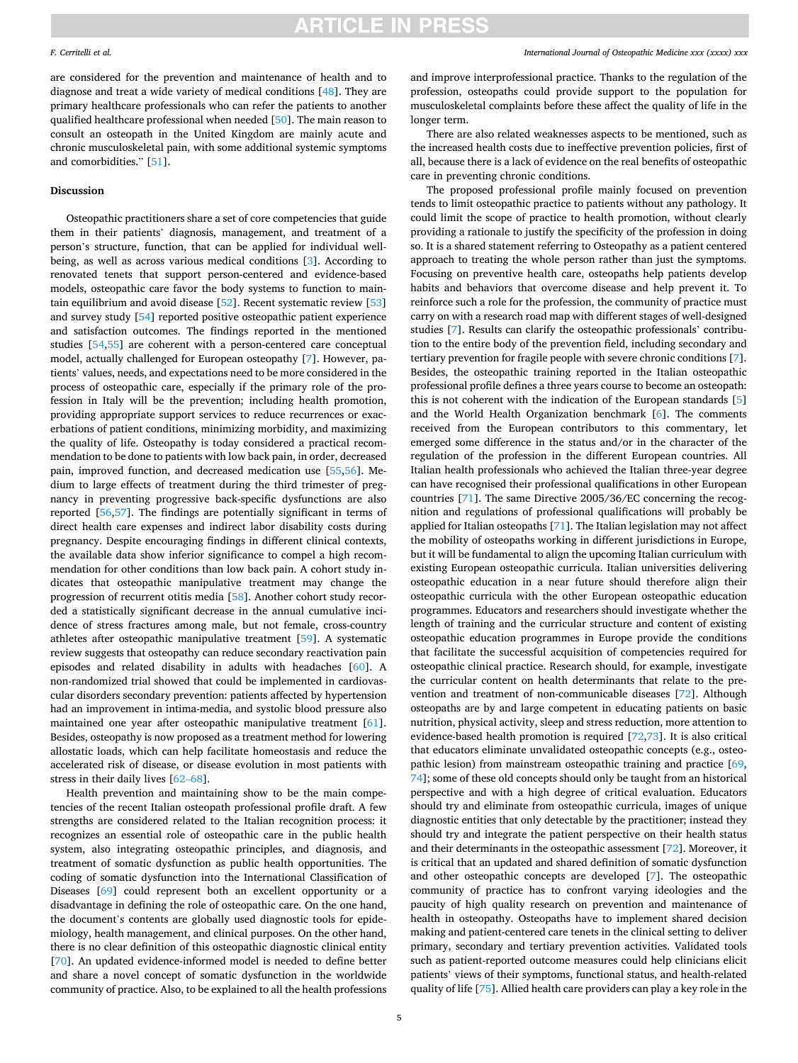are considered for the prevention and maintenance of health and to diagnose and treat a wide variety of medical conditions [48]. They are primary healthcare professionals who can refer the patients to another qualified healthcare professional when needed [50]. The main reason to consult an osteopath in the United Kingdom are mainly acute and chronic musculoskeletal pain, with some additional systemic symptoms and comorbidities." [51].

## Discussion

Osteopathic practitioners share a set of core competencies that guide them in their patients' diagnosis, management, and treatment of a person's structure, function, that can be applied for individual well-being, as well as across various medical conditions [3]. According to renovated tenets that support person-centered and evidence-based models, osteopathic care favor the body systems to function to maintain equilibrium and avoid disease [52]. Recent systematic review [53] and survey study [54] reported positive osteopathic patient experience and satisfaction outcomes. The findings reported in the mentioned studies [54,55] are coherent with a person-centered care conceptual model, actually challenged for European osteopathy [7]. However, patients' values, needs, and expectations need to be more considered in the process of osteopathic care, especially if the primary role of the profession in Italy will be the prevention; including health promotion, providing appropriate support services to reduce recurrences or exacerbations of patient conditions, minimizing morbidity, and maximizing the quality of life. Osteopathy is today considered a practical recommendation to be done to patients with low back pain, in order, decreased pain, improved function, and decreased medication use [55,56]. Medium to large effects of treatment during the third trimester of pregnancy in preventing progressive back-specific dysfunctions are also reported [56,57]. The findings are potentially significant in terms of direct health care expenses and indirect labor disability costs during pregnancy. Despite encouraging findings in different clinical contexts, the available data show inferior significance to compel a high recommendation for other conditions than low back pain. A cohort study indicates that osteopathic manipulative treatment may change the progression of recurrent otitis media [58]. Another cohort study recorded a statistically significant decrease in the annual cumulative incidence of stress fractures among male, but not female, cross-country athletes after osteopathic manipulative treatment [59]. A systematic review suggests that osteopathy can reduce secondary reactivation pain episodes and related disability in adults with headaches [60]. A non-randomized trial showed that could be implemented in cardiovascular disorders secondary prevention: patients affected by hypertension had an improvement in intima-media, and systolic blood pressure also maintained one year after osteopathic manipulative treatment [61]. Besides, osteopathy is now proposed as a treatment method for lowering allostatic loads, which can help facilitate homeostasis and reduce the accelerated risk of disease, or disease evolution in most patients with stress in their daily lives [62–68].

Health prevention and maintaining show to be the main competencies of the recent Italian osteopath professional profile draft. A few strengths are considered related to the Italian recognition process: it recognizes an essential role of osteopathic care in the public health system, also integrating osteopathic principles, and diagnosis, and treatment of somatic dysfunction as public health opportunities. The coding of somatic dysfunction into the International Classification of Diseases [69] could represent both an excellent opportunity or a disadvantage in defining the role of osteopathic care. On the one hand, the document's contents are globally used diagnostic tools for epidemiology, health management, and clinical purposes. On the other hand, there is no clear definition of this osteopathic diagnostic clinical entity [70]. An updated evidence-informed model is needed to define better and share a novel concept of somatic dysfunction in the worldwide community of practice. Also, to be explained to all the health professions and improve interprofessional practice. Thanks to the regulation of the profession, osteopaths could provide support to the population for musculoskeletal complaints before these affect the quality of life in the longer term.

There are also related weaknesses aspects to be mentioned, such as the increased health costs due to ineffective prevention policies, first of all, because there is a lack of evidence on the real benefits of osteopathic care in preventing chronic conditions.

The proposed professional profile mainly focused on prevention tends to limit osteopathic practice to patients without any pathology. It could limit the scope of practice to health promotion, without clearly providing a rationale to justify the specificity of the profession in doing so. It is a shared statement referring to Osteopathy as a patient centered approach to treating the whole person rather than just the symptoms. Focusing on preventive health care, osteopaths help patients develop habits and behaviors that overcome disease and help prevent it. To reinforce such a role for the profession, the community of practice must carry on with a research road map with different stages of well-designed studies [7]. Results can clarify the osteopathic professionals' contribution to the entire body of the prevention field, including secondary and tertiary prevention for fragile people with severe chronic conditions [7]. Besides, the osteopathic training reported in the Italian osteopathic professional profile defines a three years course to become an osteopath: this is not coherent with the indication of the European standards [5] and the World Health Organization benchmark [6]. The comments received from the European contributors to this commentary, let emerged some difference in the status and/or in the character of the regulation of the profession in the different European countries. All Italian health professionals who achieved the Italian three-year degree can have recognised their professional qualifications in other European countries [71]. The same Directive 2005/36/EC concerning the recognition and regulations of professional qualifications will probably be applied for Italian osteopaths [71]. The Italian legislation may not affect the mobility of osteopaths working in different jurisdictions in Europe, but it will be fundamental to align the upcoming Italian curriculum with existing European osteopathic curricula. Italian universities delivering osteopathic education in a near future should therefore align their osteopathic curricula with the other European osteopathic education programmes. Educators and researchers should investigate whether the length of training and the curricular structure and content of existing osteopathic education programmes in Europe provide the conditions that facilitate the successful acquisition of competencies required for osteopathic clinical practice. Research should, for example, investigate the curricular content on health determinants that relate to the prevention and treatment of non-communicable diseases [72]. Although osteopaths are by and large competent in educating patients on basic nutrition, physical activity, sleep and stress reduction, more attention to evidence-based health promotion is required [72,73]. It is also critical that educators eliminate unvalidated osteopathic concepts (e.g., osteopathic lesion) from mainstream osteopathic training and practice [69,74]; some of these old concepts should only be taught from an historical perspective and with a high degree of critical evaluation. Educators should try and eliminate from osteopathic curricula, images of unique diagnostic entities that only detectable by the practitioner; instead they should try and integrate the patient perspective on their health status and their determinants in the osteopathic assessment [72]. Moreover, it is critical that an updated and shared definition of somatic dysfunction and other osteopathic concepts are developed [7]. The osteopathic community of practice has to confront varying ideologies and the paucity of high quality research on prevention and maintenance of health in osteopathy. Osteopaths have to implement shared decision making and patient-centered care tenets in the clinical setting to deliver primary, secondary and tertiary prevention activities. Validated tools such as patient-reported outcome measures could help clinicians elicit patients' views of their symptoms, functional status, and health-related quality of life [75]. Allied health care providers can play a key role in the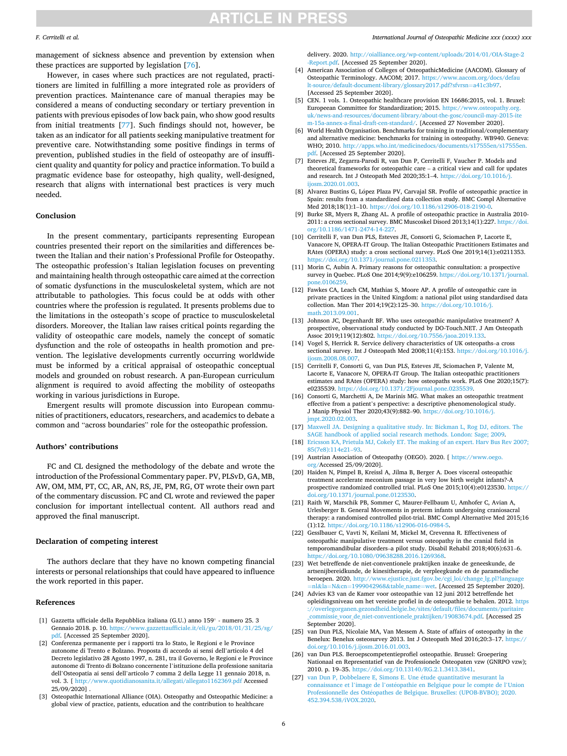management of sickness absence and prevention by extension when these practices are supported by legislation [76].

However, in cases where such practices are not regulated, practitioners are limited in fulfilling a more integrated role as providers of prevention practices. Maintenance care of manual therapies may be considered a means of conducting secondary or tertiary prevention in patients with previous episodes of low back pain, who show good results from initial treatments [77]. Such findings should not, however, be taken as an indicator for all patients seeking manipulative treatment for preventive care. Notwithstanding some positive findings in terms of prevention, published studies in the field of osteopathy are of insufficient quality and quantity for policy and practice information. To build a pragmatic evidence base for osteopathy, high quality, well-designed, research that aligns with international best practices is very much needed.

## Conclusion

In the present commentary, participants representing European countries presented their report on the similarities and differences between the Italian and their nation's Professional Profile for Osteopathy. The osteopathic profession's Italian legislation focuses on preventing and maintaining health through osteopathic care aimed at the correction of somatic dysfunctions in the musculoskeletal system, which are not attributable to pathologies. This focus could be at odds with other countries where the profession is regulated. It presents problems due to the limitations in the osteopath's scope of practice to musculoskeletal disorders. Moreover, the Italian law raises critical points regarding the validity of osteopathic care models, namely the concept of somatic dysfunction and the role of osteopaths in health promotion and prevention. The legislative developments currently occurring worldwide must be informed by a critical appraisal of osteopathic conceptual models and grounded on robust research. A pan-European curriculum alignment is required to avoid affecting the mobility of osteopaths working in various jurisdictions in Europe.

Emergent results will promote discussion into European communities of practitioners, educators, researchers, and academics to debate a common and "across boundaries" role for the osteopathic profession.

## Authors' contributions

FC and CL designed the methodology of the debate and wrote the introduction of the Professional Commentary paper. PV, PLSvD, GA, MB, AW, OM, MM, PT, CC, AR, AN, RS, JE, PM, RG, OT wrote their own part of the commentary discussion. FC and CL wrote and reviewed the paper conclusion for important intellectual content. All authors read and approved the final manuscript.

## Declaration of competing interest

The authors declare that they have no known competing financial interests or personal relationships that could have appeared to influence the work reported in this paper.

## References

[1] Gazzetta ufficiale della Repubblica italiana (G.U.) anno 159° - numero 25. 3 Gennaio 2018. p. 10. https://www.gazzettaufficiale.it/eli/gu/2018/01/31/25/sg/pdf. [Accessed 25 September 2020].

[2] Conferenza permanente per i rapporti tra lo Stato, le Regioni e le Province autonome di Trento e Bolzano. Proposta di accordo ai sensi dell'articolo 4 del Decreto legislativo 28 Agosto 1997, n. 281, tra il Governo, le Regioni e le Province autonome di Trento di Bolzano concernente l'istituzione della professione sanitaria dell'Osteopatia ai sensi dell'articolo 7 comma 2 della Legge 11 gennaio 2018, n. vol. 3. [ http://www.quotidianosanita.it/allegati/allegato1162369.pdf Accessed 25/09/2020] .

[3] Osteopathic International Alliance (OIA). Osteopathy and Osteopathic Medicine: a global view of practice, patients, education and the contribution to healthcare delivery. 2020. http://oialliance.org/wp-content/uploads/2014/01/OIA-Stage-2-Report.pdf. [Accessed 25 September 2020].

[4] American Association of Colleges of OsteopathicMedicine (AACOM). Glossary of Osteopathic Terminology. AACOM; 2017. https://www.aacom.org/docs/default-source/default-document-library/glossary2017.pdf?sfvrsn=a41c3b97. [Accessed 25 September 2020].

[5] CEN. 1 vols. 1. Osteopathic healthcare provision EN 16686:2015, vol. 1. Bruxel: Europeean Committee for Standardization; 2015. https://www.osteopathy.org.uk/news-and-resources/document-library/about-the-gosc/council-may-2015-item-15a-annex-a-final-draft-cen-standard/. [Accessed 27 November 2020].

[6] World Health Organisation. Benchmarks for training in traditional/complementary and alternative medicine: benchmarks for training in osteopathy. WB940. Geneva: WHO; 2010. http://apps.who.int/medicinedocs/documents/s17555en/s17555en.pdf. [Accessed 25 September 2020].

[7] Esteves JE, Zegarra-Parodi R, van Dun P, Cerritelli F, Vaucher P. Models and theoretical frameworks for osteopathic care – a critical view and call for updates and research. Int J Osteopath Med 2020;35:1–4. https://doi.org/10.1016/j.ijosm.2020.01.003.

[8] Alvarez Bustins G, López Plaza PV, Carvajal SR. Profile of osteopathic practice in Spain: results from a standardized data collection study. BMC Compl Alternative Med 2018;18(1):1–10. https://doi.org/10.1186/s12906-018-2190-0.

[9] Burke SR, Myers R, Zhang AL. A profile of osteopathic practice in Australia 2010-2011: a cross sectional survey. BMC Muscoskel Disord 2013;14(1):227. https://doi.org/10.1186/1471-2474-14-227.

[10] Cerritelli F, van Dun PLS, Esteves JE, Consorti G, Sciomachen P, Lacorte E, Vanacore N, OPERA-IT Group. The Italian Osteopathic Practitioners Estimates and RAtes (OPERA) study: a cross sectional survey. PLoS One 2019;14(1):e0211353. https://doi.org/10.1371/journal.pone.0211353.

[11] Morin C, Aubin A. Primary reasons for osteopathic consultation: a prospective survey in Quebec. PLoS One 2014;9(9):e106259. https://doi.org/10.1371/journal.pone.0106259.

[12] Fawkes CA, Leach CM, Mathias S, Moore AP. A profile of osteopathic care in private practices in the United Kingdom: a national pilot using standardised data collection. Man Ther 2014;19(2):125–30. https://doi.org/10.1016/j.math.2013.09.001.

[13] Johnson JC, Degenhardt BF. Who uses osteopathic manipulative treatment? A prospective, observational study conducted by DO-Touch.NET. J Am Osteopath Assoc 2019;119(12):802. https://doi.org/10.7556/jaoa.2019.133.

[14] Vogel S, Herrick R. Service delivery characteristics of UK osteopaths–a cross sectional survey. Int J Osteopath Med 2008;11(4):153. https://doi.org/10.1016/j.ijosm.2008.08.007.

[15] Cerritelli F, Consorti G, van Dun PLS, Esteves JE, Sciomachen P, Valente M, Lacorte E, Vanacore N, OPERA-IT Group. The Italian osteopathic practitioners estimates and RAtes (OPERA) study: how osteopaths work. PLoS One 2020;15(7):e0235539. https://doi.org/10.1371/2Fjournal.pone.0235539.

[16] Consorti G, Marchetti A, De Marinis MG. What makes an osteopathic treatment effective from a patient's perspective: a descriptive phenomenological study. J Manip Physiol Ther 2020;43(9):882–90. https://doi.org/10.1016/j.jmpt.2020.02.003.

[17] Maxwell JA. Designing a qualitative study. In: Bickman L, Rog DJ, editors. The SAGE handbook of applied social research methods. London: Sage; 2009.

[18] Ericsson KA, Prietula MJ, Cokely ET. The making of an expert. Harv Bus Rev 2007;85(7e8):114e21–93.

[19] Austrian Association of Osteopathy (OEGO). 2020. [ https://www.oego.org/Accessed 25/09/2020].

[20] Haiden N, Pimpel B, Kreissl A, Jilma B, Berger A. Does visceral osteopathic treatment accelerate meconium passage in very low birth weight infants?-A prospective randomized controlled trial. PLoS One 2015;10(4):e0123530. https://doi.org/10.1371/journal.pone.0123530.

[21] Raith W, Marschik PB, Sommer C, Maurer-Fellbaum U, Amhofer C, Avian A, Urlesberger B. General Movements in preterm infants undergoing craniosacral therapy: a randomised controlled pilot-trial. BMC Compl Alternative Med 2015;16(1):12. https://doi.org/10.1186/s12906-016-0984-5.

[22] Gesslbauer C, Vavti N, Keilani M, Mickel M, Crevenna R. Effectiveness of osteopathic manipulative treatment versus osteopathy in the cranial field in temporomandibular disorders–a pilot study. Disabil Rehabil 2018;40(6):631–6. https://doi.org/10.1080/09638288.2016.1269368.

[23] Wet betreffende de niet-conventionele praktijken inzake de geneeskunde, de artsenijbereidkunde, de kinesitherapie, de verpleegkunde en de paramedische beroepen. 2020. http://www.ejustice.just.fgov.be/cgi_loi/change_lg.pl?language=nl&la=N&cn=1999042968&table_name=wet. [Accessed 25 September 2020].

[24] Advies K3 van de Kamer voor osteopathie van 12 juni 2012 betreffende het opleidingsniveau om het vereiste profiel in de osteopathie te behalen. 2012. https://overlegorganen.gezondheid.belgie.be/sites/default/files/documents/paritaire_commissie_voor_de_niet-conventionele_praktijken/19083674.pdf. [Accessed 25 September 2020].

[25] van Dun PLS, Nicolaie MA, Van Messem A. State of affairs of osteopathy in the Benelux: Benelux osteosurvey 2013. Int J Osteopath Med 2016;20:3–17. https://doi.org/10.1016/j.ijosm.2016.01.003.

[26] van Dun PLS. Beroepscompetentieprofiel osteopathie. Brussel: Groepering Nationaal en Representatief van de Professionele Osteopaten vzw (GNRPO vzw); 2010. p. 19–35. https://doi.org/10.13140/RG.2.1.3413.3841.

[27] van Dun P, Dobbelaere E, Simons E. Une étude quantitative mesurant la connaissance et l'image de l'ostéopathie en Belgique pour le compte de l'Union Professionnelle des Ostéopathes de Belgique. Bruxelles: (UPOB-BVBO); 2020. 452.394.538/iVOX.2020.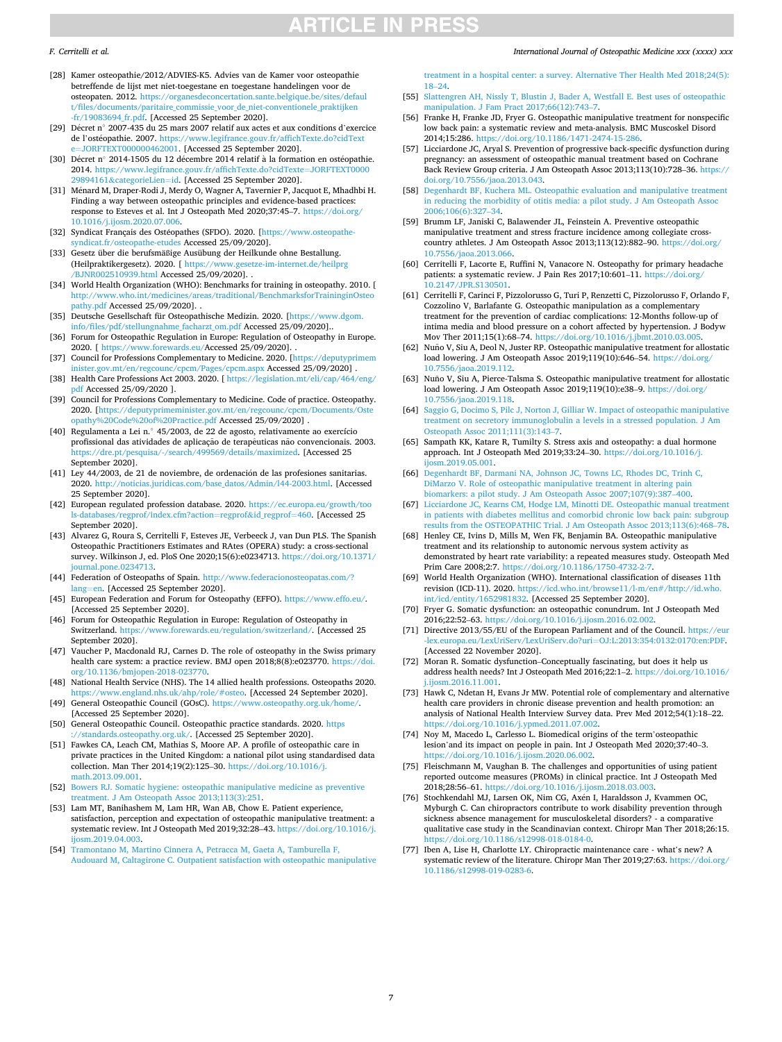[28] Kamer osteopathie/2012/ADVIES-K5. Advies van de Kamer voor osteopathie betreffende de lijst met niet-toegestane en toegestane handelingen voor de osteopaten. 2012. https://organesdeconcertation.sante.belgique.be/sites/default/files/documents/paritaire_commissie_voor_de_niet-conventionele_praktijken-fr/19083694_fr.pdf. [Accessed 25 September 2020].

[29] Décret n° 2007-435 du 25 mars 2007 relatif aux actes et aux conditions d'exercice de l'ostéopathie. 2007. https://www.legifrance.gouv.fr/affichTexte.do?cidTexte=JORFTEXT000000462001. [Accessed 25 September 2020].

[30] Décret n° 2014-1505 du 12 décembre 2014 relatif à la formation en ostéopathie. 2014. https://www.legifrance.gouv.fr/affichTexte.do?cidTexte=JORFTEXT000029894161&categorieLien=id. [Accessed 25 September 2020].

[31] Ménard M, Draper-Rodi J, Merdy O, Wagner A, Tavernier P, Jacquot E, Mhadhbi H. Finding a way between osteopathic principles and evidence-based practices: response to Esteves et al. Int J Osteopath Med 2020;37:45–7. https://doi.org/10.1016/j.ijosm.2020.07.006.

[32] Syndicat Français des Ostéopathes (SFDO). 2020. [https://www.osteopathe-syndicat.fr/osteopathe-etudes Accessed 25/09/2020].

[33] Gesetz über die berufsmäßige Ausübung der Heilkunde ohne Bestallung. (Heilpraktikergesetz). 2020. [ https://www.gesetze-im-internet.de/heilprg/BJNR002510939.html Accessed 25/09/2020]. .

[34] World Health Organization (WHO): Benchmarks for training in osteopathy. 2010. [ http://www.who.int/medicines/areas/traditional/BenchmarksforTraininginOsteopathy.pdf Accessed 25/09/2020]. .

[35] Deutsche Gesellschaft für Osteopathische Medizin. 2020. [https://www.dgom.info/files/pdf/stellungnahme_facharzt_om.pdf Accessed 25/09/2020]..

[36] Forum for Osteopathic Regulation in Europe: Regulation of Osteopathy in Europe. 2020. [ https://www.forewards.eu/Accessed 25/09/2020]. .

[37] Council for Professions Complementary to Medicine. 2020. [https://deputyprimeminister.gov.mt/en/regcounc/cpcm/Pages/cpcm.aspx Accessed 25/09/2020] .

[38] Health Care Professions Act 2003. 2020. [ https://legislation.mt/eli/cap/464/eng/pdf Accessed 25/09/2020 ].

[39] Council for Professions Complementary to Medicine. Code of practice. Osteopathy. 2020. [https://deputyprimeminister.gov.mt/en/regcounc/cpcm/Documents/Osteopathy%20Code%20of%20Practice.pdf Accessed 25/09/2020] .

[40] Regulamenta a Lei n.° 45/2003, de 22 de agosto, relativamente ao exercício profissional das atividades de aplicação de terapêuticas não convencionais. 2003. https://dre.pt/pesquisa/-/search/499569/details/maximized. [Accessed 25 September 2020].

[41] Ley 44/2003, de 21 de noviembre, de ordenación de las profesiones sanitarias. 2020. http://noticias.juridicas.com/base_datos/Admin/l44-2003.html. [Accessed 25 September 2020].

[42] European regulated profession database. 2020. https://ec.europa.eu/growth/tools-databases/regprof/index.cfm?action=regprof&id_regprof=460. [Accessed 25 September 2020].

[43] Alvarez G, Roura S, Cerritelli F, Esteves JE, Verbeeck J, van Dun PLS. The Spanish Osteopathic Practitioners Estimates and RAtes (OPERA) study: a cross-sectional survey. Wilkinson J, ed. PloS One 2020;15(6):e0234713. https://doi.org/10.1371/journal.pone.0234713.

[44] Federation of Osteopaths of Spain. http://www.federacionosteopatas.com/?lang=en. [Accessed 25 September 2020].

[45] European Federation and Forum for Osteopathy (EFFO). https://www.effo.eu/. [Accessed 25 September 2020].

[46] Forum for Osteopathic Regulation in Europe: Regulation of Osteopathy in Switzerland. https://www.forewards.eu/regulation/switzerland/. [Accessed 25 September 2020].

[47] Vaucher P, Macdonald RJ, Carnes D. The role of osteopathy in the Swiss primary health care system: a practice review. BMJ open 2018;8(8):e023770. https://doi.org/10.1136/bmjopen-2018-023770.

[48] National Health Service (NHS). The 14 allied health professions. Osteopaths 2020. https://www.england.nhs.uk/ahp/role/#osteo. [Accessed 24 September 2020].

[49] General Osteopathic Council (GOsC). https://www.osteopathy.org.uk/home/. [Accessed 25 September 2020].

[50] General Osteopathic Council. Osteopathic practice standards. 2020. https://standards.osteopathy.org.uk/. [Accessed 25 September 2020].

[51] Fawkes CA, Leach CM, Mathias S, Moore AP. A profile of osteopathic care in private practices in the United Kingdom: a national pilot using standardised data collection. Man Ther 2014;19(2):125–30. https://doi.org/10.1016/j.math.2013.09.001.

[52] Bowers RJ. Somatic hygiene: osteopathic manipulative medicine as preventive treatment. J Am Osteopath Assoc 2013;113(3):251.

[53] Lam MT, Banihashem M, Lam HR, Wan AB, Chow E. Patient experience, satisfaction, perception and expectation of osteopathic manipulative treatment: a systematic review. Int J Osteopath Med 2019;32:28–43. https://doi.org/10.1016/j.ijosm.2019.04.003.

[54] Tramontano M, Martino Cinnera A, Petracca M, Gaeta A, Tamburella F, Audouard M, Caltagirone C. Outpatient satisfaction with osteopathic manipulative treatment in a hospital center: a survey. Alternative Ther Health Med 2018;24(5):18–24.

[55] Slattengren AH, Nissly T, Blustin J, Bader A, Westfall E. Best uses of osteopathic manipulation. J Fam Pract 2017;66(12):743–7.

[56] Franke H, Franke JD, Fryer G. Osteopathic manipulative treatment for nonspecific low back pain: a systematic review and meta-analysis. BMC Muscoskel Disord 2014;15:286. https://doi.org/10.1186/1471-2474-15-286.

[57] Licciardone JC, Aryal S. Prevention of progressive back-specific dysfunction during pregnancy: an assessment of osteopathic manual treatment based on Cochrane Back Review Group criteria. J Am Osteopath Assoc 2013;113(10):728–36. https://doi.org/10.7556/jaoa.2013.043.

[58] Degenhardt BF, Kuchera ML. Osteopathic evaluation and manipulative treatment in reducing the morbidity of otitis media: a pilot study. J Am Osteopath Assoc 2006;106(6):327–34.

[59] Brumm LF, Janiski C, Balawender JL, Feinstein A. Preventive osteopathic manipulative treatment and stress fracture incidence among collegiate cross-country athletes. J Am Osteopath Assoc 2013;113(12):882–90. https://doi.org/10.7556/jaoa.2013.066.

[60] Cerritelli F, Lacorte E, Ruffini N, Vanacore N. Osteopathy for primary headache patients: a systematic review. J Pain Res 2017;10:601–11. https://doi.org/10.2147/JPR.S130501.

[61] Cerritelli F, Carinci F, Pizzolorusso G, Turi P, Renzetti C, Pizzolorusso F, Orlando F, Cozzolino V, Barlafante G. Osteopathic manipulation as a complementary treatment for the prevention of cardiac complications: 12-Months follow-up of intima media and blood pressure on a cohort affected by hypertension. J Bodyw Mov Ther 2011;15(1):68–74. https://doi.org/10.1016/j.jbmt.2010.03.005.

[62] Nuño V, Siu A, Deol N, Juster RP. Osteopathic manipulative treatment for allostatic load lowering. J Am Osteopath Assoc 2019;119(10):646–54. https://doi.org/10.7556/jaoa.2019.112.

[63] Nuño V, Siu A, Pierce-Talsma S. Osteopathic manipulative treatment for allostatic load lowering. J Am Osteopath Assoc 2019;119(10):e38–9. https://doi.org/10.7556/jaoa.2019.118.

[64] Saggio G, Docimo S, Pilc J, Norton J, Gilliar W. Impact of osteopathic manipulative treatment on secretory immunoglobulin a levels in a stressed population. J Am Osteopath Assoc 2011;111(3):143–7.

[65] Sampath KK, Katare R, Tumilty S. Stress axis and osteopathy: a dual hormone approach. Int J Osteopath Med 2019;33:24–30. https://doi.org/10.1016/j.ijosm.2019.05.001.

[66] Degenhardt BF, Darmani NA, Johnson JC, Towns LC, Rhodes DC, Trinh C, DiMarzo V. Role of osteopathic manipulative treatment in altering pain biomarkers: a pilot study. J Am Osteopath Assoc 2007;107(9):387–400.

[67] Licciardone JC, Kearns CM, Hodge LM, Minotti DE. Osteopathic manual treatment in patients with diabetes mellitus and comorbid chronic low back pain: subgroup results from the OSTEOPATHIC Trial. J Am Osteopath Assoc 2013;113(6):468–78.

[68] Henley CE, Ivins D, Mills M, Wen FK, Benjamin BA. Osteopathic manipulative treatment and its relationship to autonomic nervous system activity as demonstrated by heart rate variability: a repeated measures study. Osteopath Med Prim Care 2008;2:7. https://doi.org/10.1186/1750-4732-2-7.

[69] World Health Organization (WHO). International classification of diseases 11th revision (ICD-11). 2020. https://icd.who.int/browse11/l-m/en#/http://id.who.int/icd/entity/1652981832. [Accessed 25 September 2020].

[70] Fryer G. Somatic dysfunction: an osteopathic conundrum. Int J Osteopath Med 2016;22:52–63. https://doi.org/10.1016/j.ijosm.2016.02.002.

[71] Directive 2013/55/EU of the European Parliament and of the Council. https://eur-lex.europa.eu/LexUriServ/LexUriServ.do?uri=OJ:L:2013:354:0132:0170:en:PDF. [Accessed 22 November 2020].

[72] Moran R. Somatic dysfunction–Conceptually fascinating, but does it help us address health needs? Int J Osteopath Med 2016;22:1–2. https://doi.org/10.1016/j.ijosm.2016.11.001.

[73] Hawk C, Ndetan H, Evans Jr MW. Potential role of complementary and alternative health care providers in chronic disease prevention and health promotion: an analysis of National Health Interview Survey data. Prev Med 2012;54(1):18–22. https://doi.org/10.1016/j.ypmed.2011.07.002.

[74] Noy M, Macedo L, Carlesso L. Biomedical origins of the term'osteopathic lesion'and its impact on people in pain. Int J Osteopath Med 2020;37:40–3. https://doi.org/10.1016/j.ijosm.2020.06.002.

[75] Fleischmann M, Vaughan B. The challenges and opportunities of using patient reported outcome measures (PROMs) in clinical practice. Int J Osteopath Med 2018;28:56–61. https://doi.org/10.1016/j.ijosm.2018.03.003.

[76] Stochkendahl MJ, Larsen OK, Nim CG, Axén I, Haraldsson J, Kvammen OC, Myburgh C. Can chiropractors contribute to work disability prevention through sickness absence management for musculoskeletal disorders? - a comparative qualitative case study in the Scandinavian context. Chiropr Man Ther 2018;26:15. https://doi.org/10.1186/s12998-018-0184-0.

[77] Iben A, Lise H, Charlotte LY. Chiropractic maintenance care - what's new? A systematic review of the literature. Chiropr Man Ther 2019;27:63. https://doi.org/10.1186/s12998-019-0283-6.